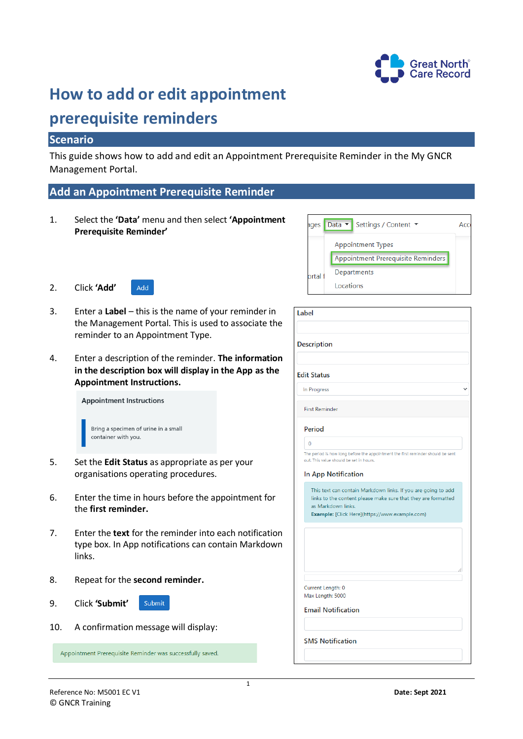# How to add or edit appointment prerequisite reminders

## Scenario

This guide shows how to add and edit an Appointment Prerequisite Reminder in the My GNCR Management Portal.

## Add an Appointment Prerequisite Reminder

1. Select the **'Data'** menu and then select **'Appointment Prerequisite Reminder'**
2. Click **'Add'**
3. Enter a **Label** – this is the name of your reminder in the Management Portal. This is used to associate the reminder to an Appointment Type.
4. Enter a description of the reminder. **The information in the description box will display in the App as the Appointment Instructions.**

   Appointment Instructions

   Bring a specimen of urine in a small container with you.

5. Set the **Edit Status** as appropriate as per your organisations operating procedures.
6. Enter the time in hours before the appointment for the **first reminder.**
7. Enter the **text** for the reminder into each notification type box. In App notifications can contain Markdown links.
8. Repeat for the **second reminder.**
9. Click **'Submit'**
10. A confirmation message will display:

    Appointment Prerequisite Reminder was successfully saved.

Label

Description

Edit Status

In Progress

First Reminder

Period

0

The period is how long before the appointment the first reminder should be sent out. This value should be set in hours.

In App Notification

This text can contain Markdown links. If you are going to add links to the content please make sure that they are formatted as Markdown links.
**Example:** [Click Here](https://www.example.com)

Current Length: 0
Max Length: 5000

Email Notification

SMS Notification

Reference No: M5001 EC V1
© GNCR Training

**Date: Sept 2021**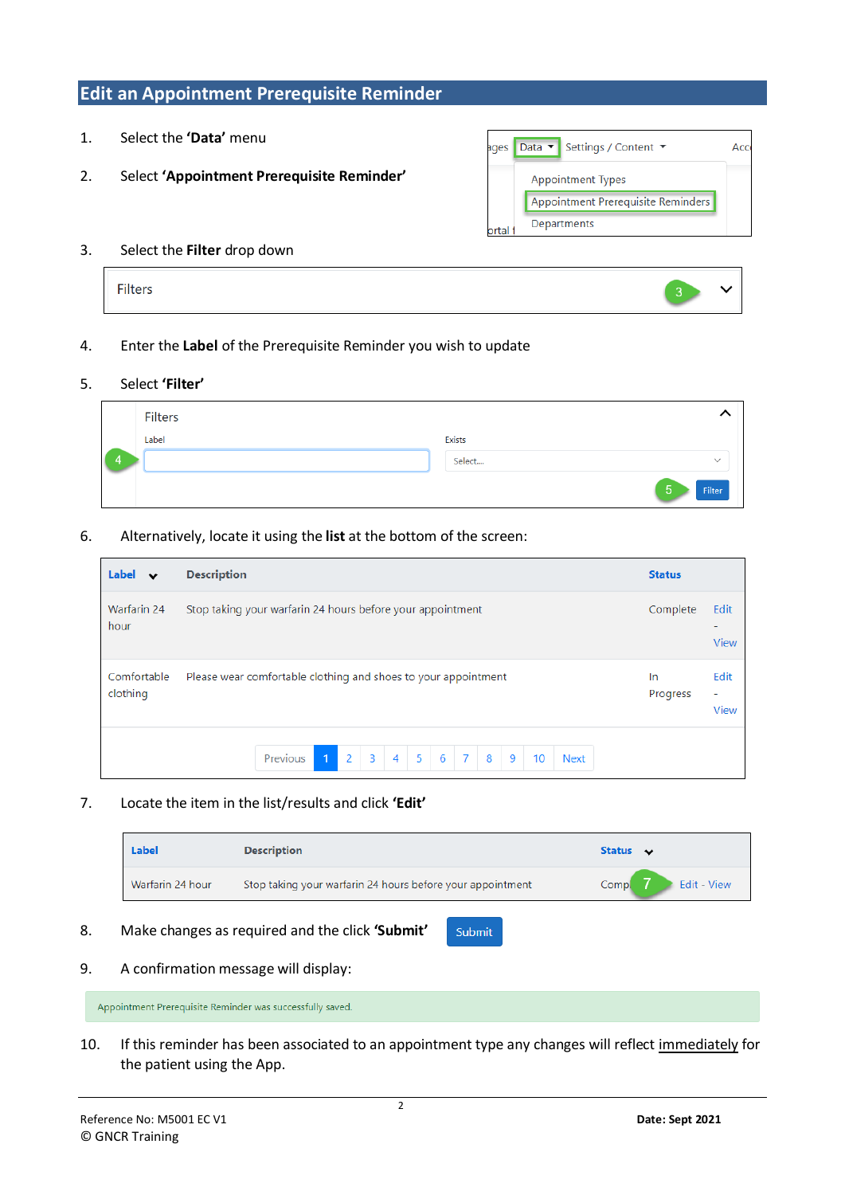## Edit an Appointment Prerequisite Reminder

1. Select the **'Data'** menu

2. Select **'Appointment Prerequisite Reminder'**

ages Data ▾ Settings / Content ▾ Acc

Appointment Types

Appointment Prerequisite Reminders

Departments

3. Select the **Filter** drop down

Filters

4. Enter the **Label** of the Prerequisite Reminder you wish to update

5. Select **'Filter'**

Filters

Label

Exists

Select....

Filter

6. Alternatively, locate it using the **list** at the bottom of the screen:

| Label | Description | Status | |
|---|---|---|---|
| Warfarin 24 hour | Stop taking your warfarin 24 hours before your appointment | Complete | Edit - View |
| Comfortable clothing | Please wear comfortable clothing and shoes to your appointment | In Progress | Edit - View |

Previous 1 2 3 4 5 6 7 8 9 10 Next

7. Locate the item in the list/results and click **'Edit'**

| Label | Description | Status | |
|---|---|---|---|
| Warfarin 24 hour | Stop taking your warfarin 24 hours before your appointment | Comp | Edit - View |

8. Make changes as required and the click **'Submit'** Submit

9. A confirmation message will display:

Appointment Prerequisite Reminder was successfully saved.

10. If this reminder has been associated to an appointment type any changes will reflect immediately for the patient using the App.

Reference No: M5001 EC V1
© GNCR Training

**Date: Sept 2021**